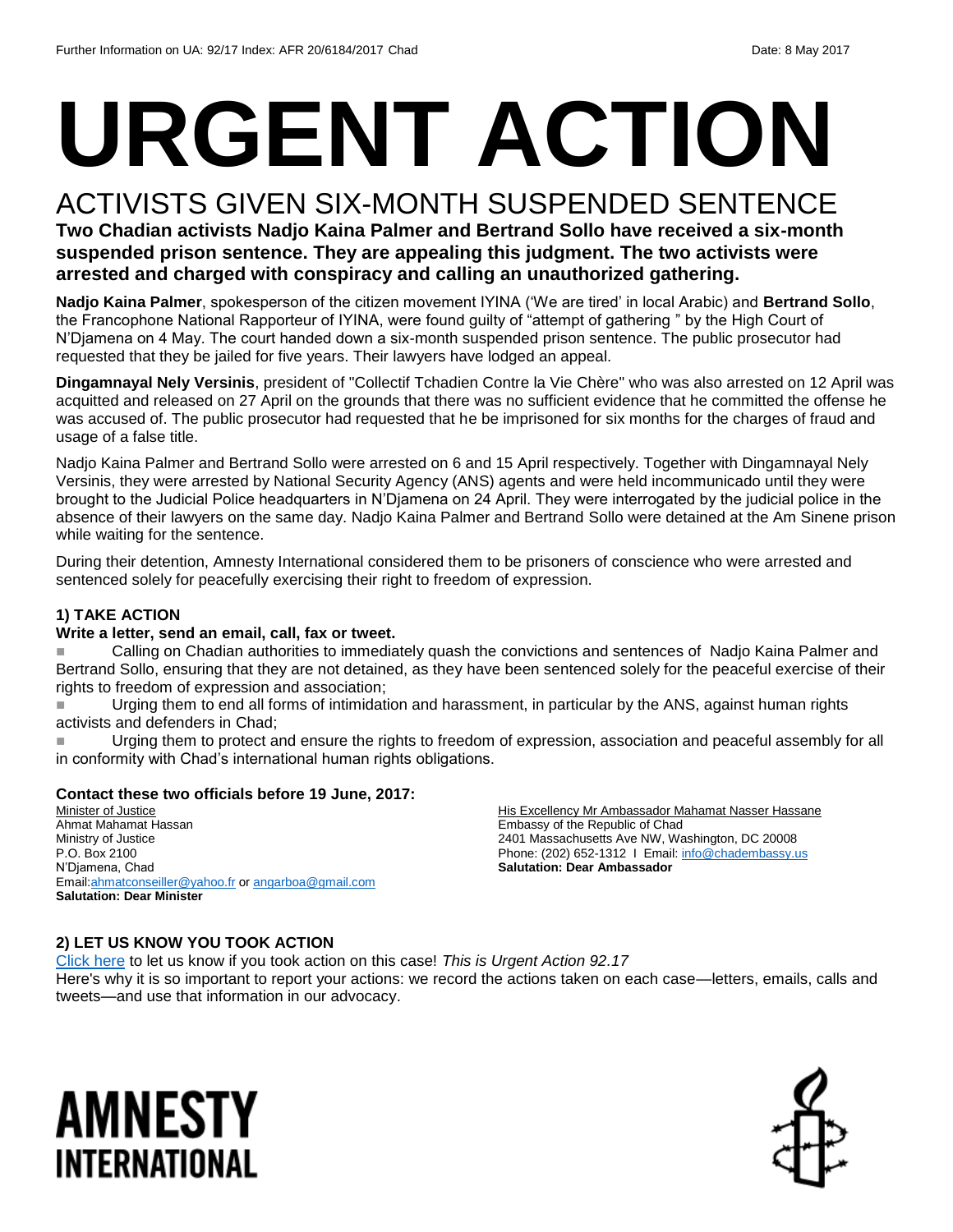# URGENT ACTION

## ACTIVISTS GIVEN SIX-MONTH SUSPENDED SENTENCE

**Two Chadian activists Nadjo Kaina Palmer and Bertrand Sollo have received a six-month suspended prison sentence. They are appealing this judgment. The two activists were arrested and charged with conspiracy and calling an unauthorized gathering.**

**Nadjo Kaina Palmer**, spokesperson of the citizen movement IYINA ('We are tired' in local Arabic) and **Bertrand Sollo**, the Francophone National Rapporteur of IYINA, were found guilty of "attempt of gathering " by the High Court of N'Djamena on 4 May. The court handed down a six-month suspended prison sentence. The public prosecutor had requested that they be jailed for five years. Their lawyers have lodged an appeal.

**Dingamnayal Nely Versinis**, president of "Collectif Tchadien Contre la Vie Chère" who was also arrested on 12 April was acquitted and released on 27 April on the grounds that there was no sufficient evidence that he committed the offense he was accused of. The public prosecutor had requested that he be imprisoned for six months for the charges of fraud and usage of a false title.

Nadjo Kaina Palmer and Bertrand Sollo were arrested on 6 and 15 April respectively. Together with Dingamnayal Nely Versinis, they were arrested by National Security Agency (ANS) agents and were held incommunicado until they were brought to the Judicial Police headquarters in N'Djamena on 24 April. They were interrogated by the judicial police in the absence of their lawyers on the same day. Nadjo Kaina Palmer and Bertrand Sollo were detained at the Am Sinene prison while waiting for the sentence.

During their detention, Amnesty International considered them to be prisoners of conscience who were arrested and sentenced solely for peacefully exercising their right to freedom of expression.

### 1) TAKE ACTION

**Write a letter, send an email, call, fax or tweet.**

- Calling on Chadian authorities to immediately quash the convictions and sentences of Nadjo Kaina Palmer and Bertrand Sollo, ensuring that they are not detained, as they have been sentenced solely for the peaceful exercise of their rights to freedom of expression and association;
- Urging them to end all forms of intimidation and harassment, in particular by the ANS, against human rights activists and defenders in Chad;
- Urging them to protect and ensure the rights to freedom of expression, association and peaceful assembly for all in conformity with Chad's international human rights obligations.

**Contact these two officials before 19 June, 2017:**

Minister of Justice
Ahmat Mahamat Hassan
Ministry of Justice
P.O. Box 2100
N'Djamena, Chad
Email:ahmatconseiller@yahoo.fr or angarboa@gmail.com
**Salutation: Dear Minister**

His Excellency Mr Ambassador Mahamat Nasser Hassane
Embassy of the Republic of Chad
2401 Massachusetts Ave NW, Washington, DC 20008
Phone: (202) 652-1312 I Email: info@chadembassy.us
**Salutation: Dear Ambassador**

### 2) LET US KNOW YOU TOOK ACTION

Click here to let us know if you took action on this case! *This is Urgent Action 92.17*
Here's why it is so important to report your actions: we record the actions taken on each case—letters, emails, calls and tweets—and use that information in our advocacy.

AMNESTY INTERNATIONAL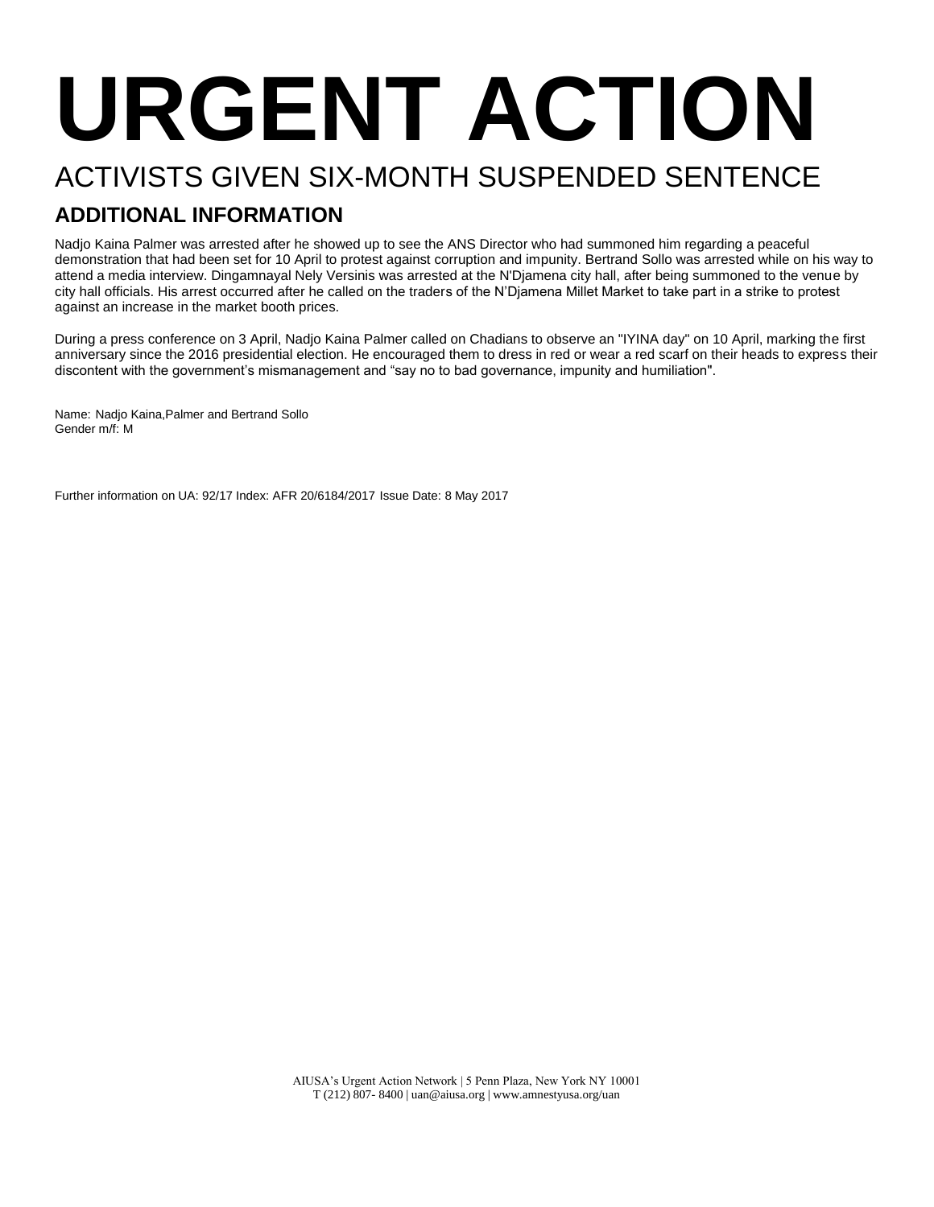# URGENT ACTION

## ACTIVISTS GIVEN SIX-MONTH SUSPENDED SENTENCE

### ADDITIONAL INFORMATION

Nadjo Kaina Palmer was arrested after he showed up to see the ANS Director who had summoned him regarding a peaceful demonstration that had been set for 10 April to protest against corruption and impunity. Bertrand Sollo was arrested while on his way to attend a media interview. Dingamnayal Nely Versinis was arrested at the N'Djamena city hall, after being summoned to the venue by city hall officials. His arrest occurred after he called on the traders of the N'Djamena Millet Market to take part in a strike to protest against an increase in the market booth prices.

During a press conference on 3 April, Nadjo Kaina Palmer called on Chadians to observe an "IYINA day" on 10 April, marking the first anniversary since the 2016 presidential election. He encouraged them to dress in red or wear a red scarf on their heads to express their discontent with the government's mismanagement and "say no to bad governance, impunity and humiliation".

Name: Nadjo Kaina,Palmer and Bertrand Sollo
Gender m/f: M

Further information on UA: 92/17 Index: AFR 20/6184/2017 Issue Date: 8 May 2017

AIUSA's Urgent Action Network | 5 Penn Plaza, New York NY 10001
T (212) 807- 8400 | uan@aiusa.org | www.amnestyusa.org/uan